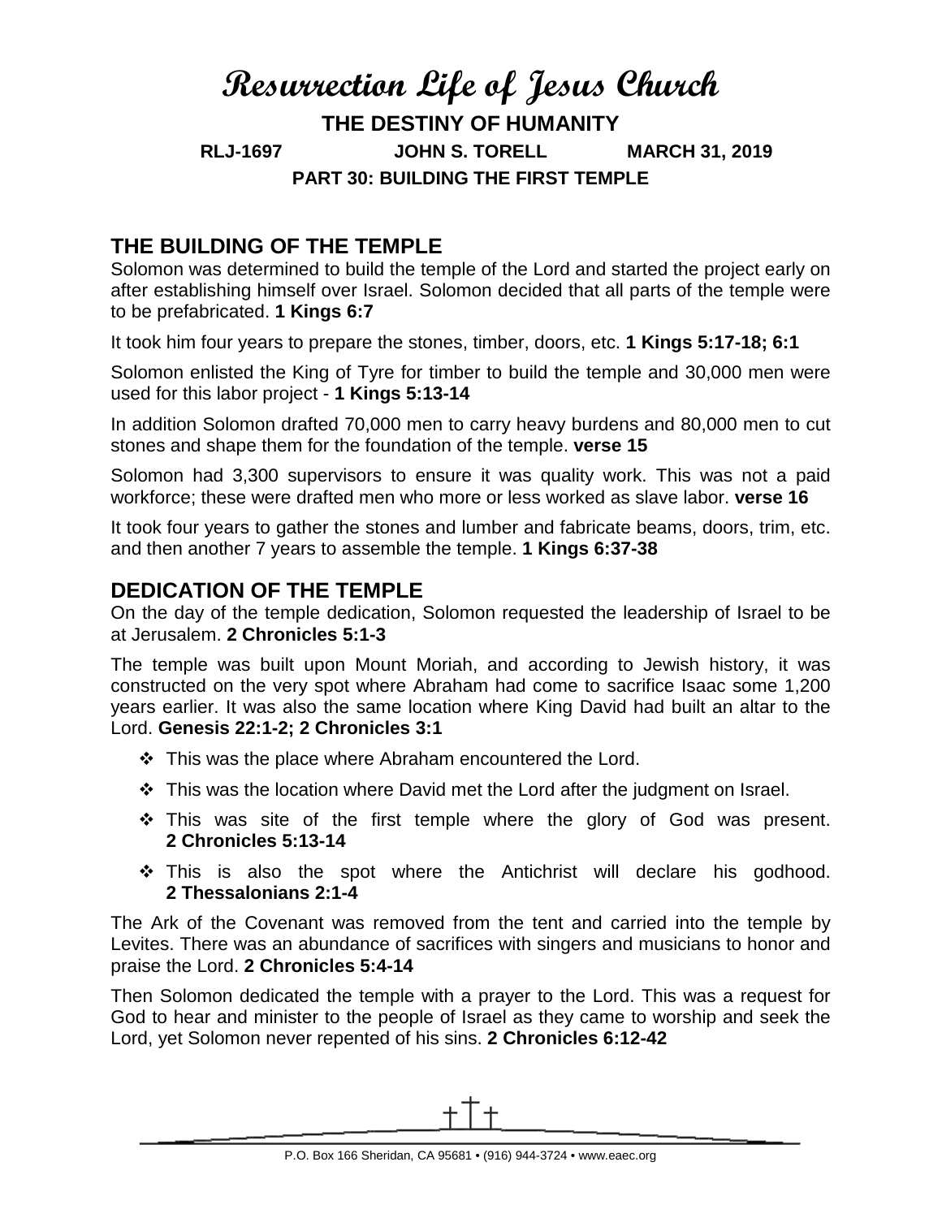# Resurrection Life of Jesus Church

## THE DESTINY OF HUMANITY

**RLJ-1697 JOHN S. TORELL MARCH 31, 2019**

**PART 30: BUILDING THE FIRST TEMPLE**

## THE BUILDING OF THE TEMPLE

Solomon was determined to build the temple of the Lord and started the project early on after establishing himself over Israel. Solomon decided that all parts of the temple were to be prefabricated. **1 Kings 6:7**

It took him four years to prepare the stones, timber, doors, etc. **1 Kings 5:17-18; 6:1**

Solomon enlisted the King of Tyre for timber to build the temple and 30,000 men were used for this labor project - **1 Kings 5:13-14**

In addition Solomon drafted 70,000 men to carry heavy burdens and 80,000 men to cut stones and shape them for the foundation of the temple. **verse 15**

Solomon had 3,300 supervisors to ensure it was quality work. This was not a paid workforce; these were drafted men who more or less worked as slave labor. **verse 16**

It took four years to gather the stones and lumber and fabricate beams, doors, trim, etc. and then another 7 years to assemble the temple. **1 Kings 6:37-38**

## DEDICATION OF THE TEMPLE

On the day of the temple dedication, Solomon requested the leadership of Israel to be at Jerusalem. **2 Chronicles 5:1-3**

The temple was built upon Mount Moriah, and according to Jewish history, it was constructed on the very spot where Abraham had come to sacrifice Isaac some 1,200 years earlier. It was also the same location where King David had built an altar to the Lord. **Genesis 22:1-2; 2 Chronicles 3:1**

- This was the place where Abraham encountered the Lord.
- This was the location where David met the Lord after the judgment on Israel.
- This was site of the first temple where the glory of God was present. **2 Chronicles 5:13-14**
- This is also the spot where the Antichrist will declare his godhood. **2 Thessalonians 2:1-4**

The Ark of the Covenant was removed from the tent and carried into the temple by Levites. There was an abundance of sacrifices with singers and musicians to honor and praise the Lord. **2 Chronicles 5:4-14**

Then Solomon dedicated the temple with a prayer to the Lord. This was a request for God to hear and minister to the people of Israel as they came to worship and seek the Lord, yet Solomon never repented of his sins. **2 Chronicles 6:12-42**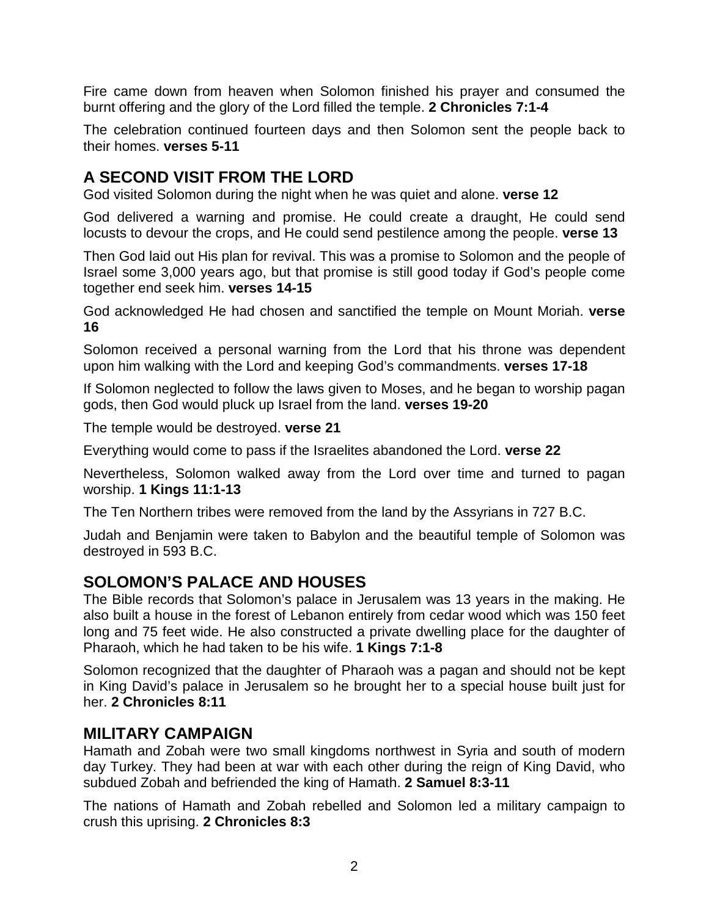Fire came down from heaven when Solomon finished his prayer and consumed the burnt offering and the glory of the Lord filled the temple. **2 Chronicles 7:1-4**

The celebration continued fourteen days and then Solomon sent the people back to their homes. **verses 5-11**

## A SECOND VISIT FROM THE LORD

God visited Solomon during the night when he was quiet and alone. **verse 12**

God delivered a warning and promise. He could create a draught, He could send locusts to devour the crops, and He could send pestilence among the people. **verse 13**

Then God laid out His plan for revival. This was a promise to Solomon and the people of Israel some 3,000 years ago, but that promise is still good today if God's people come together end seek him. **verses 14-15**

God acknowledged He had chosen and sanctified the temple on Mount Moriah. **verse 16**

Solomon received a personal warning from the Lord that his throne was dependent upon him walking with the Lord and keeping God's commandments. **verses 17-18**

If Solomon neglected to follow the laws given to Moses, and he began to worship pagan gods, then God would pluck up Israel from the land. **verses 19-20**

The temple would be destroyed. **verse 21**

Everything would come to pass if the Israelites abandoned the Lord. **verse 22**

Nevertheless, Solomon walked away from the Lord over time and turned to pagan worship. **1 Kings 11:1-13**

The Ten Northern tribes were removed from the land by the Assyrians in 727 B.C.

Judah and Benjamin were taken to Babylon and the beautiful temple of Solomon was destroyed in 593 B.C.

## SOLOMON'S PALACE AND HOUSES

The Bible records that Solomon's palace in Jerusalem was 13 years in the making. He also built a house in the forest of Lebanon entirely from cedar wood which was 150 feet long and 75 feet wide. He also constructed a private dwelling place for the daughter of Pharaoh, which he had taken to be his wife. **1 Kings 7:1-8**

Solomon recognized that the daughter of Pharaoh was a pagan and should not be kept in King David's palace in Jerusalem so he brought her to a special house built just for her. **2 Chronicles 8:11**

## MILITARY CAMPAIGN

Hamath and Zobah were two small kingdoms northwest in Syria and south of modern day Turkey. They had been at war with each other during the reign of King David, who subdued Zobah and befriended the king of Hamath. **2 Samuel 8:3-11**

The nations of Hamath and Zobah rebelled and Solomon led a military campaign to crush this uprising. **2 Chronicles 8:3**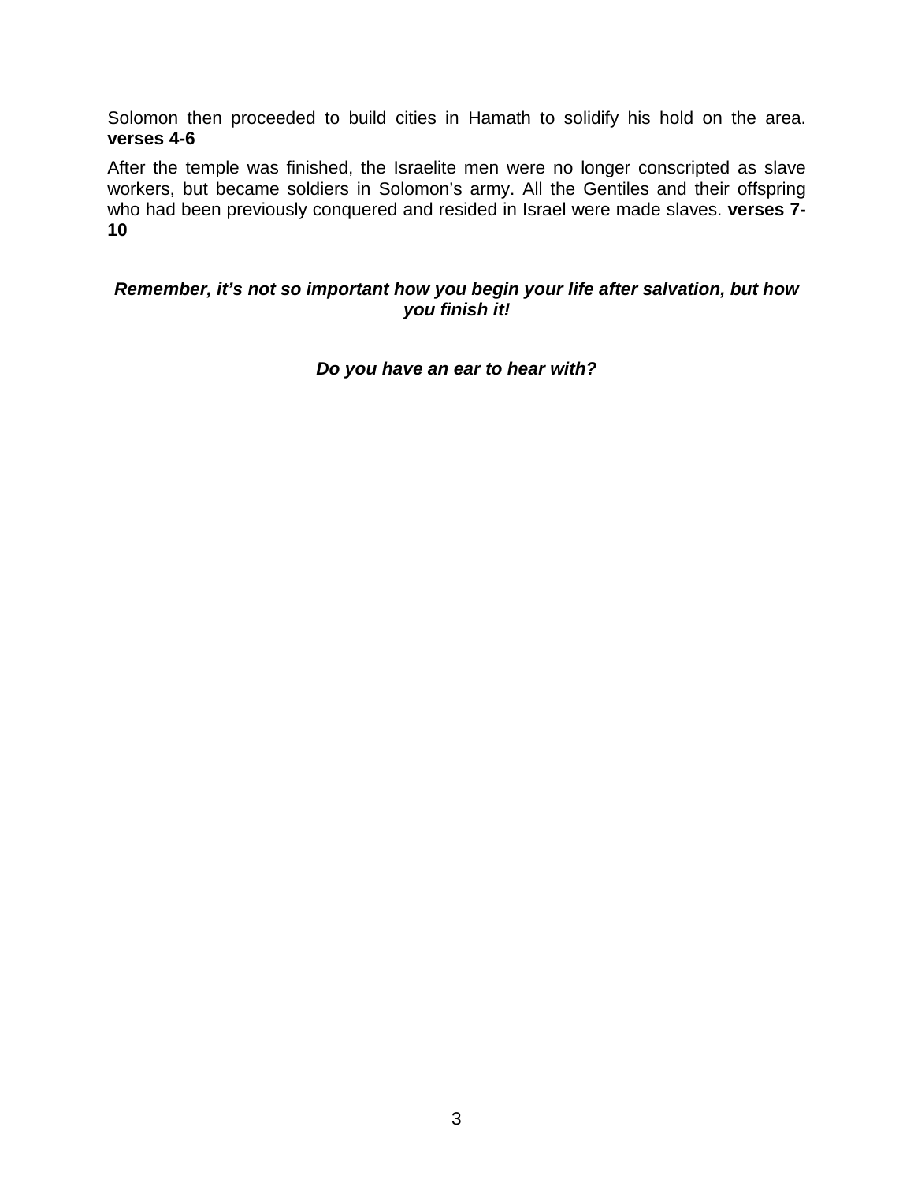Solomon then proceeded to build cities in Hamath to solidify his hold on the area. **verses 4-6**

After the temple was finished, the Israelite men were no longer conscripted as slave workers, but became soldiers in Solomon's army. All the Gentiles and their offspring who had been previously conquered and resided in Israel were made slaves. **verses 7-10**

***Remember, it's not so important how you begin your life after salvation, but how you finish it!***

***Do you have an ear to hear with?***